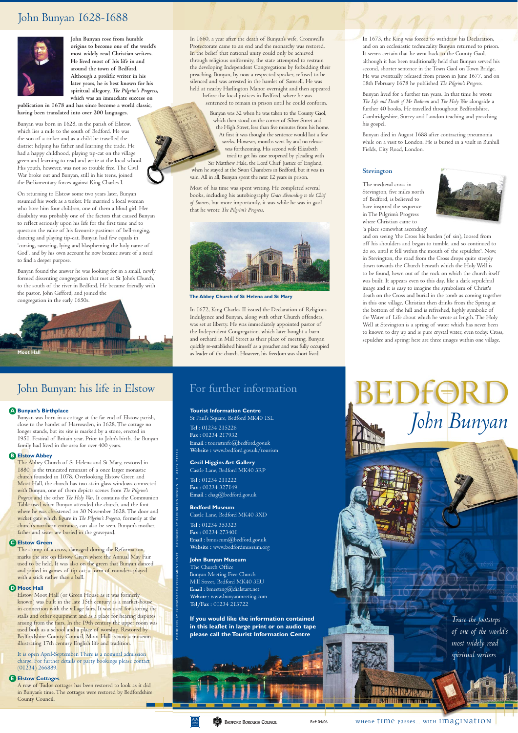# John Bunyan 1628-1688

**John Bunyan rose from humble origins to become one of the world's most widely read Christian writers. He lived most of his life in and around the town of Bedford. Although a prolific writer in his later years, he is best known for his spiritual allegory, *The Pilgrim's Progress*, which was an immediate success on publication in 1678 and has since become a world classic, having been translated into over 200 languages.**

Bunyan was born in 1628, in the parish of Elstow, which lies a mile to the south of Bedford. He was the son of a tinker and as a child he travelled the district helping his father and learning the trade. He had a happy childhood, playing tip-cat on the village green and learning to read and write at the local school. His youth, however, was not so trouble free. The Civil War broke out and Bunyan, still in his teens, joined the Parliamentary forces against King Charles I.

On returning to Elstow some two years later, Bunyan resumed his work as a tinker. He married a local woman who bore him four children, one of them a blind girl. Her disability was probably one of the factors that caused Bunyan to reflect seriously upon his life for the first time and to question the value of his favourite pastimes of bell-ringing, dancing and playing tip-cat. Bunyan had few equals in 'cursing, swearing, lying and blaspheming the holy name of God', and by his own account he now became aware of a need to find a deeper purpose.

Bunyan found the answer he was looking for in a small, newly formed dissenting congregation that met at St John's Church, to the south of the river in Bedford. He became friendly with the pastor, John Gifford, and joined the congregation in the early 1650s.

Moot Hall

In 1660, a year after the death of Bunyan's wife, Cromwell's Protectorate came to an end and the monarchy was restored. In the belief that national unity could only be achieved through religious uniformity, the state attempted to restrain the developing Independent Congregations by forbidding their preaching. Bunyan, by now a respected speaker, refused to be silenced and was arrested in the hamlet of Samsell. He was held at nearby Harlington Manor overnight and then appeared before the local justices in Bedford, where he was sentenced to remain in prison until he could conform.

Bunyan was 32 when he was taken to the County Gaol, which then stood on the corner of Silver Street and the High Street, less than five minutes from his home. At first it was thought the sentence would last a few weeks. However, months went by and no release was forthcoming. His second wife Elizabeth tried to get his case reopened by pleading with Sir Matthew Hale, the Lord Chief Justice of England, when he stayed at the Swan Chambers in Bedford, but it was in vain. All in all, Bunyan spent the next 12 years in prison.

Most of his time was spent writing. He completed several books, including his autobiography *Grace Abounding to the Chief of Sinners*, but more importantly, it was while he was in gaol that he wrote *The Pilgrim's Progress*.

**The Abbey Church of St Helena and St Mary**

In 1672, King Charles II issued the Declaration of Religious Indulgence and Bunyan, along with other Church offenders, was set at liberty. He was immediately appointed pastor of the Independent Congregation, which later bought a barn and orchard in Mill Street as their place of meeting. Bunyan quickly re-established himself as a preacher and was fully occupied as leader of the church. However, his freedom was short lived.

In 1673, the King was forced to withdraw his Declaration, and on an ecclesiastic technicality Bunyan returned to prison. It seems certain that he went back to the County Gaol, although it has been traditionally held that Bunyan served his second, shorter sentence in the Town Gaol on Town Bridge. He was eventually released from prison in June 1677, and on 18th February 1678 he published *The Pilgrim's Progress*.

Bunyan lived for a further ten years. In that time he wrote *The Life and Death of Mr Badman* and *The Holy War* alongside a further 40 books. He travelled throughout Bedfordshire, Cambridgeshire, Surrey and London teaching and preaching his gospel.

Bunyan died in August 1688 after contracting pneumonia while on a visit to London. He is buried in a vault in Bunhill Fields, City Road, London.

## Stevington

The medieval cross in Stevington, five miles north of Bedford, is believed to have inspired the sequence in The Pilgrim's Progress where Christian came to 'a place somewhat ascending' and on seeing 'the Cross his burden (of sin), loosed from off his shoulders and began to tumble, and so continued to do so, until it fell within the mouth of the sepulchre'. Now, in Stevington, the road from the Cross drops quite steeply down towards the Church beneath which the Holy Well is to be found, hewn out of the rock on which the church itself was built. It appears even to this day, like a dark sepulchral image and it is easy to imagine the symbolism of Christ's death on the Cross and burial in the tomb as coming together in this one village. Christian then drinks from the Spring at the bottom of the hill and is refreshed, highly symbolic of the Water of Life about which he wrote at length. The Holy Well at Stevington is a spring of water which has never been to known to dry up and is pure crystal water, even today. Cross, sepulchre and spring; here are three images within one village.

# John Bunyan: his life in Elstow

**A Bunyan's Birthplace**

Bunyan was born in a cottage at the far end of Elstow parish, close to the hamlet of Harrowden, in 1628. The cottage no longer stands, but its site is marked by a stone, erected in 1951, Festival of Britain year. Prior to John's birth, the Bunyan family had lived in the area for over 400 years.

**B Elstow Abbey**

The Abbey Church of St Helena and St Mary, restored in 1880, is the truncated remnant of a once larger monastic church founded in 1078. Overlooking Elstow Green and Moot Hall, the church has two stain-glass windows connected with Bunyan, one of them depicts scenes from *The Pilgrim's Progress* and the other *The Holy War*. It contains the Communion Table used when Bunyan attended the church, and the font where he was christened on 30 November 1628. The door and wicket gate which figure in *The Pilgrim's Progress*, formerly at the church's northern entrance, can also be seen. Bunyan's mother, father and sister are buried in the graveyard.

**C Elstow Green**

The stump of a cross, damaged during the Reformation, marks the site on Elstow Green where the Annual May Fair used to be held. It was also on the green that Bunyan danced and joined in games of tip-cat; a form of rounders played with a stick rather than a ball.

**D Moot Hall**

Elstow Moot Hall (or Green House as it was formerly known) was built in the late 15th century as a market-house in connection with the village fairs. It was used for storing the stalls and other equipment and as a place for hearing disputes arising from the fairs. In the 19th century the upper room was used both as a school and a place of worship. Restored by Bedfordshire County Council, Moot Hall is now a museum illustrating 17th century English life and tradition.

It is open April-September. There is a nominal admission charge. For further details or party bookings please contact (01234) 266889.

**E Elstow Cottages**

A row of Tudor cottages has been restored to look as it did in Bunyan's time. The cottages were restored by Bedfordshire County Council.

# For further information

**Tourist Information Centre**
St Paul's Square, Bedford MK40 1SL
Tel : 01234 215226
Fax : 01234 217932
Email : touristinfo@bedford.gov.uk
Website : www.bedford.gov.uk/tourism

**Cecil Higgins Art Gallery**
Castle Lane, Bedford MK40 3RP
Tel : 01234 211222
Fax : 01234 327149
Email : chag@bedford.gov.uk

**Bedford Museum**
Castle Lane, Bedford MK40 3XD
Tel : 01234 353323
Fax : 01234 273401
Email : bmuseum@bedford.gov.uk
Website : www.bedfordmuseum.org

**John Bunyan Museum**
The Church Office
Bunyan Meeting Free Church
Mill Street, Bedford MK40 3EU
Email : bmeeting@dialstart.net
Website : www.bunyanmeeting.com
Tel/Fax : 01234 213722

**If you would like the information contained in this leaflet in large print or on audio tape please call the Tourist Information Centre**

PRODUCED BY ECONOMIC DEVELOPMENT UNIT DESIGNED BY BLUEGREEN DESIGN T: 01234 217218

# BEDFORD
## John Bunyan

*Trace the footsteps of one of the world's most widely read spiritual writers*

Bedford Borough Council

Ref: 04/06

WHERE TIME PASSES... WITH IMAGINATION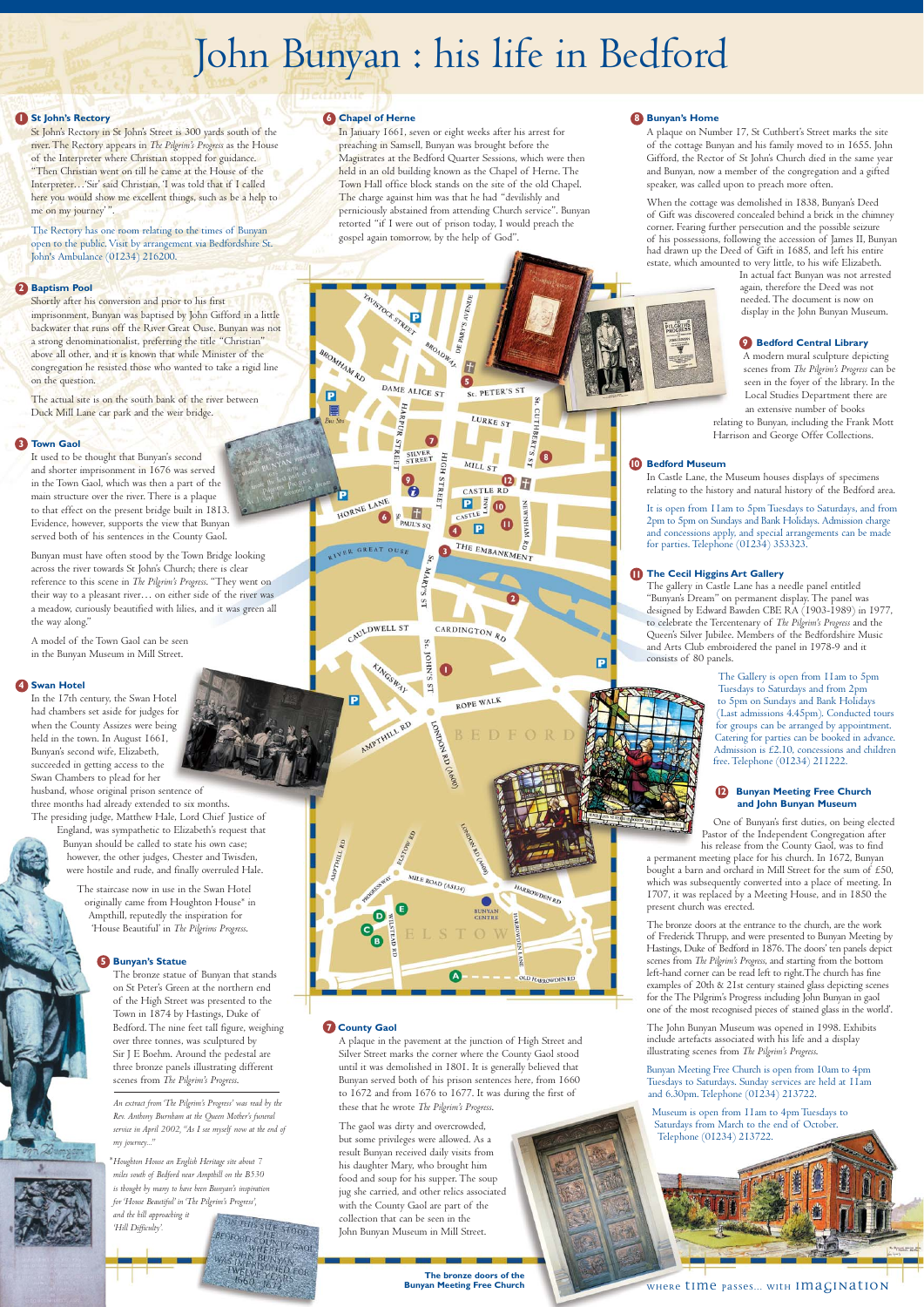# John Bunyan : his life in Bedford

## 1 St John's Rectory

St John's Rectory in St John's Street is 300 yards south of the river. The Rectory appears in *The Pilgrim's Progress* as the House of the Interpreter where Christian stopped for guidance. "Then Christian went on till he came at the House of the Interpreter…'Sir' said Christian, 'I was told that if I called here you would show me excellent things, such as be a help to me on my journey'".

The Rectory has one room relating to the times of Bunyan open to the public. Visit by arrangement via Bedfordshire St. John's Ambulance (01234) 216200.

## 2 Baptism Pool

Shortly after his conversion and prior to his first imprisonment, Bunyan was baptised by John Gifford in a little backwater that runs off the River Great Ouse. Bunyan was not a strong denominationalist, preferring the title "Christian" above all other, and it is known that while Minister of the congregation he resisted those who wanted to take a rigid line on the question.

The actual site is on the south bank of the river between Duck Mill Lane car park and the weir bridge.

## 3 Town Gaol

It used to be thought that Bunyan's second and shorter imprisonment in 1676 was served in the Town Gaol, which was then a part of the main structure over the river. There is a plaque to that effect on the present bridge built in 1813. Evidence, however, supports the view that Bunyan served both of his sentences in the County Gaol.

Bunyan must have often stood by the Town Bridge looking across the river towards St John's Church; there is clear reference to this scene in *The Pilgrim's Progress*. "They went on their way to a pleasant river… on either side of the river was a meadow, curiously beautified with lilies, and it was green all the way along."

A model of the Town Gaol can be seen in the Bunyan Museum in Mill Street.

## 4 Swan Hotel

In the 17th century, the Swan Hotel had chambers set aside for judges for when the County Assizes were being held in the town. In August 1661, Bunyan's second wife, Elizabeth, succeeded in getting access to the Swan Chambers to plead for her husband, whose original prison sentence of three months had already extended to six months. The presiding judge, Matthew Hale, Lord Chief Justice of England, was sympathetic to Elizabeth's request that Bunyan should be called to state his own case; however, the other judges, Chester and Twisden, were hostile and rude, and finally overruled Hale.

The staircase now in use in the Swan Hotel originally came from Houghton House* in Ampthill, reputedly the inspiration for 'House Beautiful' in *The Pilgrims Progress*.

## 5 Bunyan's Statue

The bronze statue of Bunyan that stands on St Peter's Green at the northern end of the High Street was presented to the Town in 1874 by Hastings, Duke of Bedford. The nine feet tall figure, weighing over three tonnes, was sculptured by Sir J E Boehm. Around the pedestal are three bronze panels illustrating different scenes from *The Pilgrim's Progress*.

*An extract from 'The Pilgrim's Progress' was read by the Rev. Anthony Burnham at the Queen Mother's funeral service in April 2002, "As I see myself now at the end of my journey..."*

*\*Houghton House an English Heritage site about 7 miles south of Bedford near Ampthill on the B530 is thought by many to have been Bunyan's inspiration for 'House Beautiful' in 'The Pilgrim's Progress', and the hill approaching it 'Hill Difficulty'.*

## 6 Chapel of Herne

In January 1661, seven or eight weeks after his arrest for preaching in Samsell, Bunyan was brought before the Magistrates at the Bedford Quarter Sessions, which were then held in an old building known as the Chapel of Herne. The Town Hall office block stands on the site of the old Chapel. The charge against him was that he had "devilishly and perniciously abstained from attending Church service". Bunyan retorted "if I were out of prison today, I would preach the gospel again tomorrow, by the help of God".

## 7 County Gaol

A plaque in the pavement at the junction of High Street and Silver Street marks the corner where the County Gaol stood until it was demolished in 1801. It is generally believed that Bunyan served both of his prison sentences here, from 1660 to 1672 and from 1676 to 1677. It was during the first of these that he wrote *The Pilgrim's Progress*.

The gaol was dirty and overcrowded, but some privileges were allowed. As a result Bunyan received daily visits from his daughter Mary, who brought him food and soup for his supper. The soup jug she carried, and other relics associated with the County Gaol are part of the collection that can be seen in the John Bunyan Museum in Mill Street.

The bronze doors of the Bunyan Meeting Free Church

## 8 Bunyan's Home

A plaque on Number 17, St Cuthbert's Street marks the site of the cottage Bunyan and his family moved to in 1655. John Gifford, the Rector of St John's Church died in the same year and Bunyan, now a member of the congregation and a gifted speaker, was called upon to preach more often.

When the cottage was demolished in 1838, Bunyan's Deed of Gift was discovered concealed behind a brick in the chimney corner. Fearing further persecution and the possible seizure of his possessions, following the accession of James II, Bunyan had drawn up the Deed of Gift in 1685, and left his entire estate, which amounted to very little, to his wife Elizabeth. In actual fact Bunyan was not arrested again, therefore the Deed was not needed. The document is now on display in the John Bunyan Museum.

## 9 Bedford Central Library

A modern mural sculpture depicting scenes from *The Pilgrim's Progress* can be seen in the foyer of the library. In the Local Studies Department there are an extensive number of books relating to Bunyan, including the Frank Mott Harrison and George Offer Collections.

## 10 Bedford Museum

In Castle Lane, the Museum houses displays of specimens relating to the history and natural history of the Bedford area.

It is open from 11am to 5pm Tuesdays to Saturdays, and from 2pm to 5pm on Sundays and Bank Holidays. Admission charge and concessions apply, and special arrangements can be made for parties. Telephone (01234) 353323.

## 11 The Cecil Higgins Art Gallery

The gallery in Castle Lane has a needle panel entitled "Bunyan's Dream" on permanent display. The panel was designed by Edward Bawden CBE RA (1903-1989) in 1977, to celebrate the Tercentenary of *The Pilgrim's Progress* and the Queen's Silver Jubilee. Members of the Bedfordshire Music and Arts Club embroidered the panel in 1978-9 and it consists of 80 panels.

The Gallery is open from 11am to 5pm Tuesdays to Saturdays and from 2pm to 5pm on Sundays and Bank Holidays (Last admissions 4.45pm). Conducted tours for groups can be arranged by appointment. Catering for parties can be booked in advance. Admission is £2.10, concessions and children free. Telephone (01234) 211222.

## 12 Bunyan Meeting Free Church and John Bunyan Museum

One of Bunyan's first duties, on being elected Pastor of the Independent Congregation after his release from the County Gaol, was to find a permanent meeting place for his church. In 1672, Bunyan bought a barn and orchard in Mill Street for the sum of £50, which was subsequently converted into a place of meeting. In 1707, it was replaced by a Meeting House, and in 1850 the present church was erected.

The bronze doors at the entrance to the church, are the work of Frederick Thrupp, and were presented to Bunyan Meeting by Hastings, Duke of Bedford in 1876. The doors' ten panels depict scenes from *The Pilgrim's Progress*, and starting from the bottom left-hand corner can be read left to right. The church has fine examples of 20th & 21st century stained glass depicting scenes for the The Pilgrim's Progress including John Bunyan in gaol one of the most recognised pieces of stained glass in the world'.

The John Bunyan Museum was opened in 1998. Exhibits include artefacts associated with his life and a display illustrating scenes from *The Pilgrim's Progress*.

Bunyan Meeting Free Church is open from 10am to 4pm Tuesdays to Saturdays. Sunday services are held at 11am and 6.30pm. Telephone (01234) 213722.

Museum is open from 11am to 4pm Tuesdays to Saturdays from March to the end of October. Telephone (01234) 213722.

WHERE TIME PASSES... WITH IMAGINATION